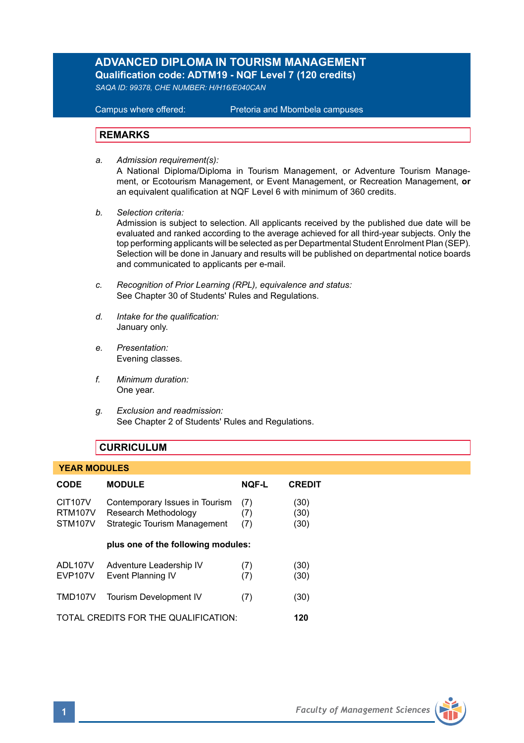# ADVANCED DIPLOMA IN TOURISM MANAGEMENT

**Qualification code: ADTM19 - NQF Level 7 (120 credits)**

*SAQA ID: 99378, CHE NUMBER: H/H16/E040CAN*

Campus where offered: Pretoria and Mbombela campuses

## REMARKS

a. *Admission requirement(s):*
   A National Diploma/Diploma in Tourism Management, or Adventure Tourism Management, or Ecotourism Management, or Event Management, or Recreation Management, **or** an equivalent qualification at NQF Level 6 with minimum of 360 credits.

b. *Selection criteria:*
   Admission is subject to selection. All applicants received by the published due date will be evaluated and ranked according to the average achieved for all third-year subjects. Only the top performing applicants will be selected as per Departmental Student Enrolment Plan (SEP). Selection will be done in January and results will be published on departmental notice boards and communicated to applicants per e-mail.

c. *Recognition of Prior Learning (RPL), equivalence and status:*
   See Chapter 30 of Students' Rules and Regulations.

d. *Intake for the qualification:*
   January only.

e. *Presentation:*
   Evening classes.

f. *Minimum duration:*
   One year.

g. *Exclusion and readmission:*
   See Chapter 2 of Students' Rules and Regulations.

## CURRICULUM

### YEAR MODULES

| CODE | MODULE | NQF-L | CREDIT |
|---|---|---|---|
| CIT107V | Contemporary Issues in Tourism | (7) | (30) |
| RTM107V | Research Methodology | (7) | (30) |
| STM107V | Strategic Tourism Management | (7) | (30) |
| | **plus one of the following modules:** | | |
| ADL107V | Adventure Leadership IV | (7) | (30) |
| EVP107V | Event Planning IV | (7) | (30) |
| TMD107V | Tourism Development IV | (7) | (30) |
| TOTAL CREDITS FOR THE QUALIFICATION: | | | **120** |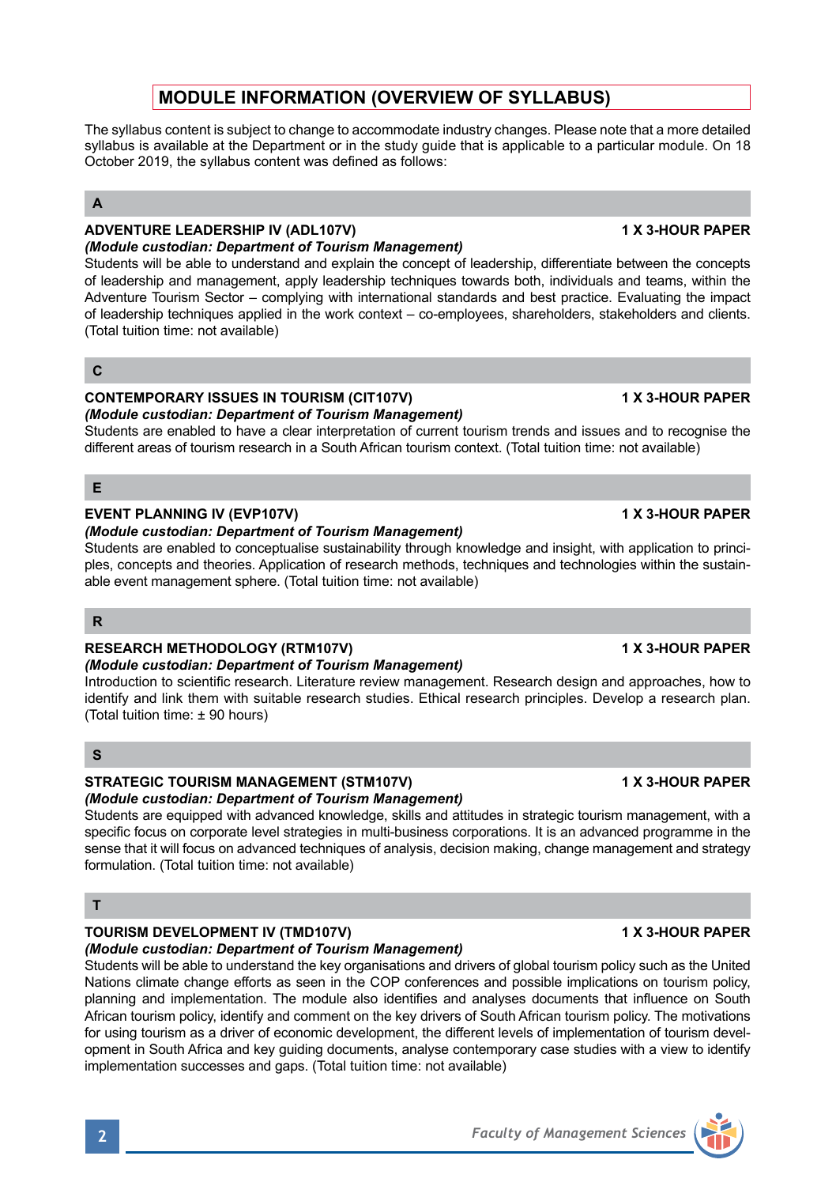# MODULE INFORMATION (OVERVIEW OF SYLLABUS)

The syllabus content is subject to change to accommodate industry changes. Please note that a more detailed syllabus is available at the Department or in the study guide that is applicable to a particular module. On 18 October 2019, the syllabus content was defined as follows:

## A

### ADVENTURE LEADERSHIP IV (ADL107V) — 1 X 3-HOUR PAPER

*(Module custodian: Department of Tourism Management)*

Students will be able to understand and explain the concept of leadership, differentiate between the concepts of leadership and management, apply leadership techniques towards both, individuals and teams, within the Adventure Tourism Sector – complying with international standards and best practice. Evaluating the impact of leadership techniques applied in the work context – co-employees, shareholders, stakeholders and clients. (Total tuition time: not available)

## C

### CONTEMPORARY ISSUES IN TOURISM (CIT107V) — 1 X 3-HOUR PAPER

*(Module custodian: Department of Tourism Management)*

Students are enabled to have a clear interpretation of current tourism trends and issues and to recognise the different areas of tourism research in a South African tourism context. (Total tuition time: not available)

## E

### EVENT PLANNING IV (EVP107V) — 1 X 3-HOUR PAPER

*(Module custodian: Department of Tourism Management)*

Students are enabled to conceptualise sustainability through knowledge and insight, with application to principles, concepts and theories. Application of research methods, techniques and technologies within the sustainable event management sphere. (Total tuition time: not available)

## R

### RESEARCH METHODOLOGY (RTM107V) — 1 X 3-HOUR PAPER

*(Module custodian: Department of Tourism Management)*

Introduction to scientific research. Literature review management. Research design and approaches, how to identify and link them with suitable research studies. Ethical research principles. Develop a research plan. (Total tuition time: ± 90 hours)

## S

### STRATEGIC TOURISM MANAGEMENT (STM107V) — 1 X 3-HOUR PAPER

*(Module custodian: Department of Tourism Management)*

Students are equipped with advanced knowledge, skills and attitudes in strategic tourism management, with a specific focus on corporate level strategies in multi-business corporations. It is an advanced programme in the sense that it will focus on advanced techniques of analysis, decision making, change management and strategy formulation. (Total tuition time: not available)

## T

### TOURISM DEVELOPMENT IV (TMD107V) — 1 X 3-HOUR PAPER

*(Module custodian: Department of Tourism Management)*

Students will be able to understand the key organisations and drivers of global tourism policy such as the United Nations climate change efforts as seen in the COP conferences and possible implications on tourism policy, planning and implementation. The module also identifies and analyses documents that influence on South African tourism policy, identify and comment on the key drivers of South African tourism policy. The motivations for using tourism as a driver of economic development, the different levels of implementation of tourism development in South Africa and key guiding documents, analyse contemporary case studies with a view to identify implementation successes and gaps. (Total tuition time: not available)